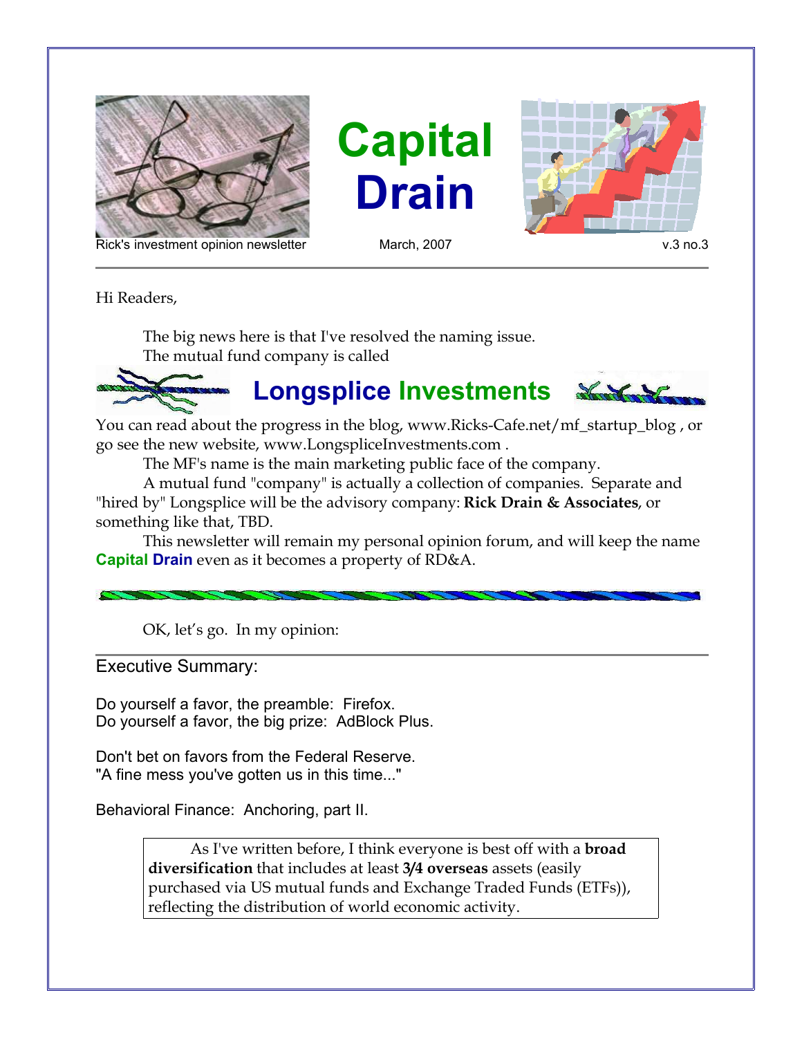# Capital Drain

Rick's investment opinion newsletter — March, 2007 — v.3 no.3

Hi Readers,

The big news here is that I've resolved the naming issue.
The mutual fund company is called

## Longsplice Investments

You can read about the progress in the blog, www.Ricks-Cafe.net/mf_startup_blog , or go see the new website, www.LongspliceInvestments.com .

The MF's name is the main marketing public face of the company.

A mutual fund "company" is actually a collection of companies. Separate and "hired by" Longsplice will be the advisory company: **Rick Drain & Associates**, or something like that, TBD.

This newsletter will remain my personal opinion forum, and will keep the name **Capital Drain** even as it becomes a property of RD&A.

---

OK, let's go. In my opinion:

## Executive Summary:

Do yourself a favor, the preamble: Firefox.
Do yourself a favor, the big prize: AdBlock Plus.

Don't bet on favors from the Federal Reserve.
"A fine mess you've gotten us in this time..."

Behavioral Finance: Anchoring, part II.

> As I've written before, I think everyone is best off with a **broad diversification** that includes at least **3/4 overseas** assets (easily purchased via US mutual funds and Exchange Traded Funds (ETFs)), reflecting the distribution of world economic activity.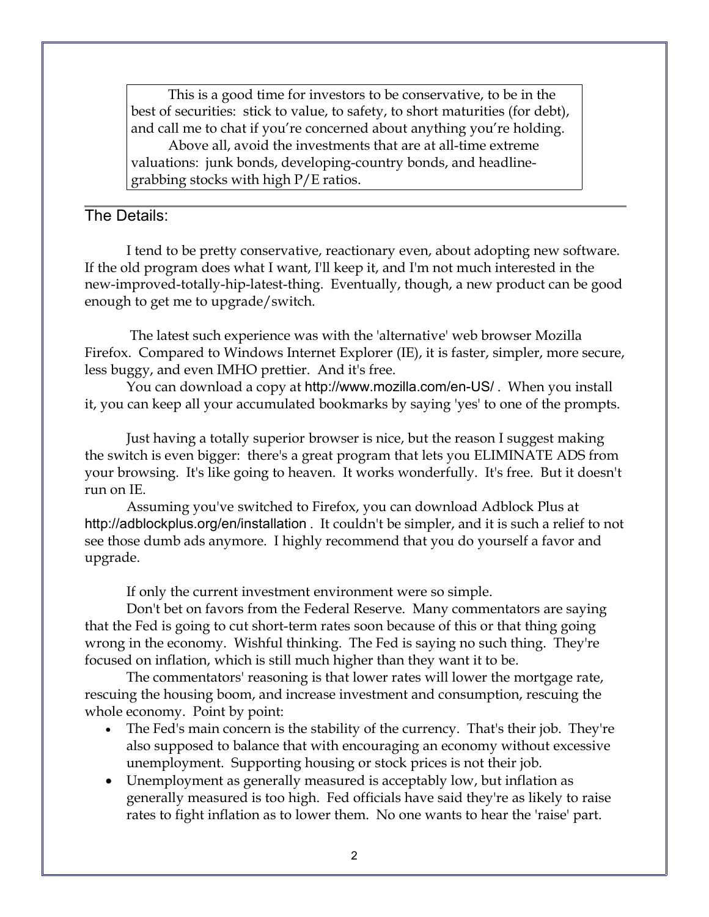> This is a good time for investors to be conservative, to be in the best of securities: stick to value, to safety, to short maturities (for debt), and call me to chat if you're concerned about anything you're holding.
>
> Above all, avoid the investments that are at all-time extreme valuations: junk bonds, developing-country bonds, and headline-grabbing stocks with high P/E ratios.

## The Details:

I tend to be pretty conservative, reactionary even, about adopting new software. If the old program does what I want, I'll keep it, and I'm not much interested in the new-improved-totally-hip-latest-thing. Eventually, though, a new product can be good enough to get me to upgrade/switch.

The latest such experience was with the 'alternative' web browser Mozilla Firefox. Compared to Windows Internet Explorer (IE), it is faster, simpler, more secure, less buggy, and even IMHO prettier. And it's free.

You can download a copy at http://www.mozilla.com/en-US/ . When you install it, you can keep all your accumulated bookmarks by saying 'yes' to one of the prompts.

Just having a totally superior browser is nice, but the reason I suggest making the switch is even bigger: there's a great program that lets you ELIMINATE ADS from your browsing. It's like going to heaven. It works wonderfully. It's free. But it doesn't run on IE.

Assuming you've switched to Firefox, you can download Adblock Plus at http://adblockplus.org/en/installation . It couldn't be simpler, and it is such a relief to not see those dumb ads anymore. I highly recommend that you do yourself a favor and upgrade.

If only the current investment environment were so simple.

Don't bet on favors from the Federal Reserve. Many commentators are saying that the Fed is going to cut short-term rates soon because of this or that thing going wrong in the economy. Wishful thinking. The Fed is saying no such thing. They're focused on inflation, which is still much higher than they want it to be.

The commentators' reasoning is that lower rates will lower the mortgage rate, rescuing the housing boom, and increase investment and consumption, rescuing the whole economy. Point by point:

- The Fed's main concern is the stability of the currency. That's their job. They're also supposed to balance that with encouraging an economy without excessive unemployment. Supporting housing or stock prices is not their job.
- Unemployment as generally measured is acceptably low, but inflation as generally measured is too high. Fed officials have said they're as likely to raise rates to fight inflation as to lower them. No one wants to hear the 'raise' part.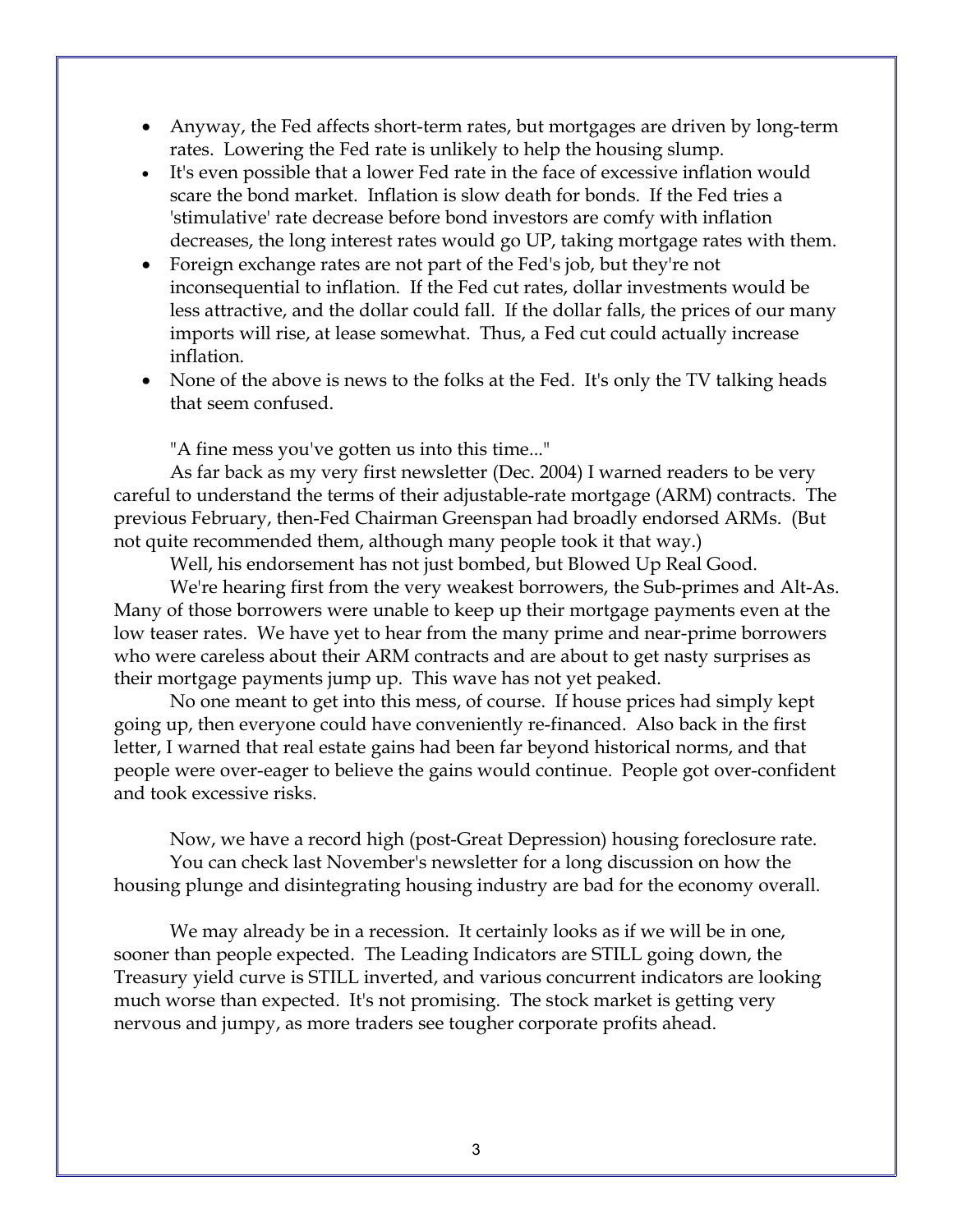- Anyway, the Fed affects short-term rates, but mortgages are driven by long-term rates. Lowering the Fed rate is unlikely to help the housing slump.
- It's even possible that a lower Fed rate in the face of excessive inflation would scare the bond market. Inflation is slow death for bonds. If the Fed tries a 'stimulative' rate decrease before bond investors are comfy with inflation decreases, the long interest rates would go UP, taking mortgage rates with them.
- Foreign exchange rates are not part of the Fed's job, but they're not inconsequential to inflation. If the Fed cut rates, dollar investments would be less attractive, and the dollar could fall. If the dollar falls, the prices of our many imports will rise, at lease somewhat. Thus, a Fed cut could actually increase inflation.
- None of the above is news to the folks at the Fed. It's only the TV talking heads that seem confused.

"A fine mess you've gotten us into this time..."

As far back as my very first newsletter (Dec. 2004) I warned readers to be very careful to understand the terms of their adjustable-rate mortgage (ARM) contracts. The previous February, then-Fed Chairman Greenspan had broadly endorsed ARMs. (But not quite recommended them, although many people took it that way.)

Well, his endorsement has not just bombed, but Blowed Up Real Good.

We're hearing first from the very weakest borrowers, the Sub-primes and Alt-As. Many of those borrowers were unable to keep up their mortgage payments even at the low teaser rates. We have yet to hear from the many prime and near-prime borrowers who were careless about their ARM contracts and are about to get nasty surprises as their mortgage payments jump up. This wave has not yet peaked.

No one meant to get into this mess, of course. If house prices had simply kept going up, then everyone could have conveniently re-financed. Also back in the first letter, I warned that real estate gains had been far beyond historical norms, and that people were over-eager to believe the gains would continue. People got over-confident and took excessive risks.

Now, we have a record high (post-Great Depression) housing foreclosure rate.

You can check last November's newsletter for a long discussion on how the housing plunge and disintegrating housing industry are bad for the economy overall.

We may already be in a recession. It certainly looks as if we will be in one, sooner than people expected. The Leading Indicators are STILL going down, the Treasury yield curve is STILL inverted, and various concurrent indicators are looking much worse than expected. It's not promising. The stock market is getting very nervous and jumpy, as more traders see tougher corporate profits ahead.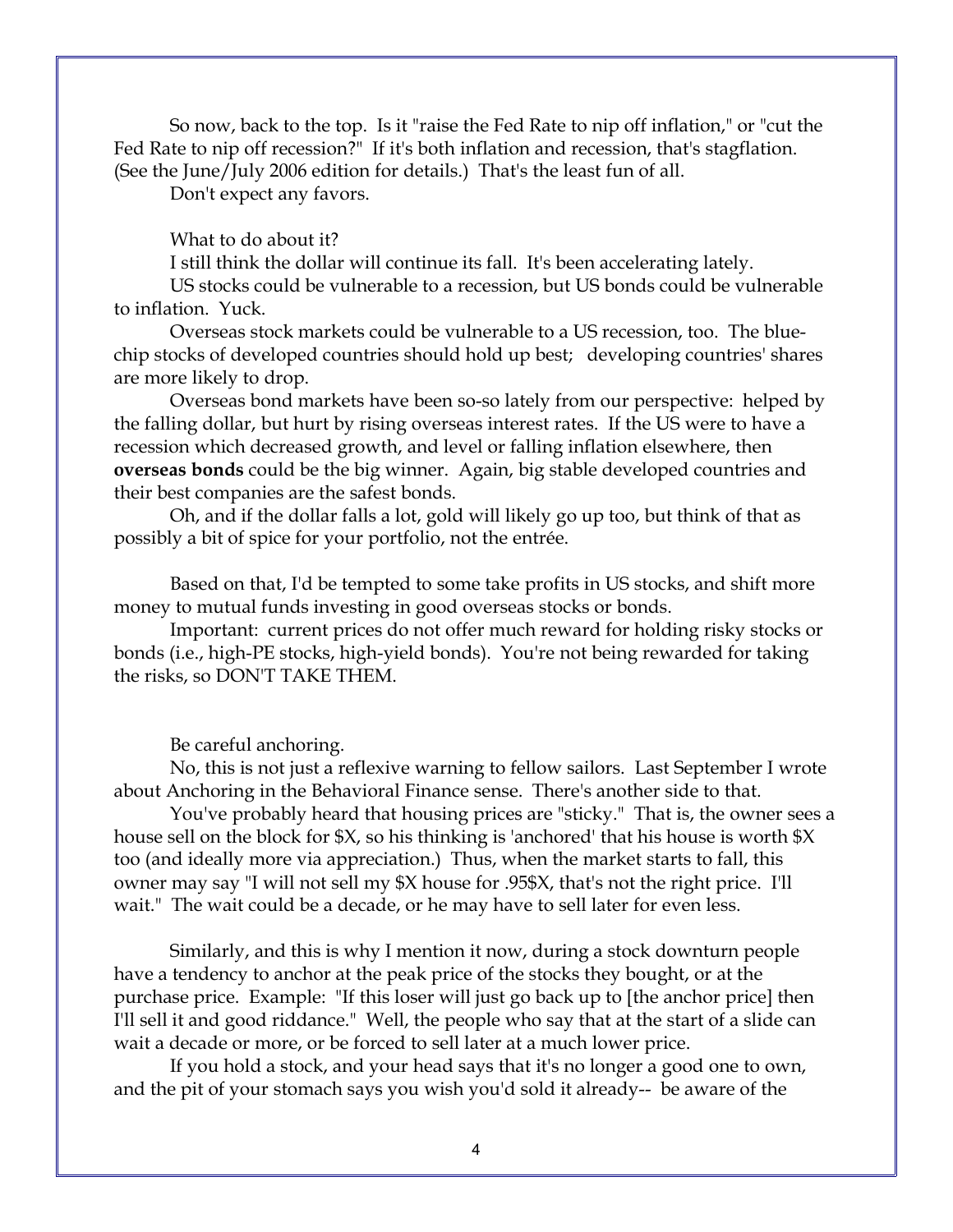So now, back to the top. Is it "raise the Fed Rate to nip off inflation," or "cut the Fed Rate to nip off recession?" If it's both inflation and recession, that's stagflation. (See the June/July 2006 edition for details.) That's the least fun of all.

Don't expect any favors.

What to do about it?

I still think the dollar will continue its fall. It's been accelerating lately.

US stocks could be vulnerable to a recession, but US bonds could be vulnerable to inflation. Yuck.

Overseas stock markets could be vulnerable to a US recession, too. The blue-chip stocks of developed countries should hold up best; developing countries' shares are more likely to drop.

Overseas bond markets have been so-so lately from our perspective: helped by the falling dollar, but hurt by rising overseas interest rates. If the US were to have a recession which decreased growth, and level or falling inflation elsewhere, then **overseas bonds** could be the big winner. Again, big stable developed countries and their best companies are the safest bonds.

Oh, and if the dollar falls a lot, gold will likely go up too, but think of that as possibly a bit of spice for your portfolio, not the entrée.

Based on that, I'd be tempted to some take profits in US stocks, and shift more money to mutual funds investing in good overseas stocks or bonds.

Important: current prices do not offer much reward for holding risky stocks or bonds (i.e., high-PE stocks, high-yield bonds). You're not being rewarded for taking the risks, so DON'T TAKE THEM.

Be careful anchoring.

No, this is not just a reflexive warning to fellow sailors. Last September I wrote about Anchoring in the Behavioral Finance sense. There's another side to that.

You've probably heard that housing prices are "sticky." That is, the owner sees a house sell on the block for $X, so his thinking is 'anchored' that his house is worth $X too (and ideally more via appreciation.) Thus, when the market starts to fall, this owner may say "I will not sell my $X house for .95$X, that's not the right price. I'll wait." The wait could be a decade, or he may have to sell later for even less.

Similarly, and this is why I mention it now, during a stock downturn people have a tendency to anchor at the peak price of the stocks they bought, or at the purchase price. Example: "If this loser will just go back up to [the anchor price] then I'll sell it and good riddance." Well, the people who say that at the start of a slide can wait a decade or more, or be forced to sell later at a much lower price.

If you hold a stock, and your head says that it's no longer a good one to own, and the pit of your stomach says you wish you'd sold it already-- be aware of the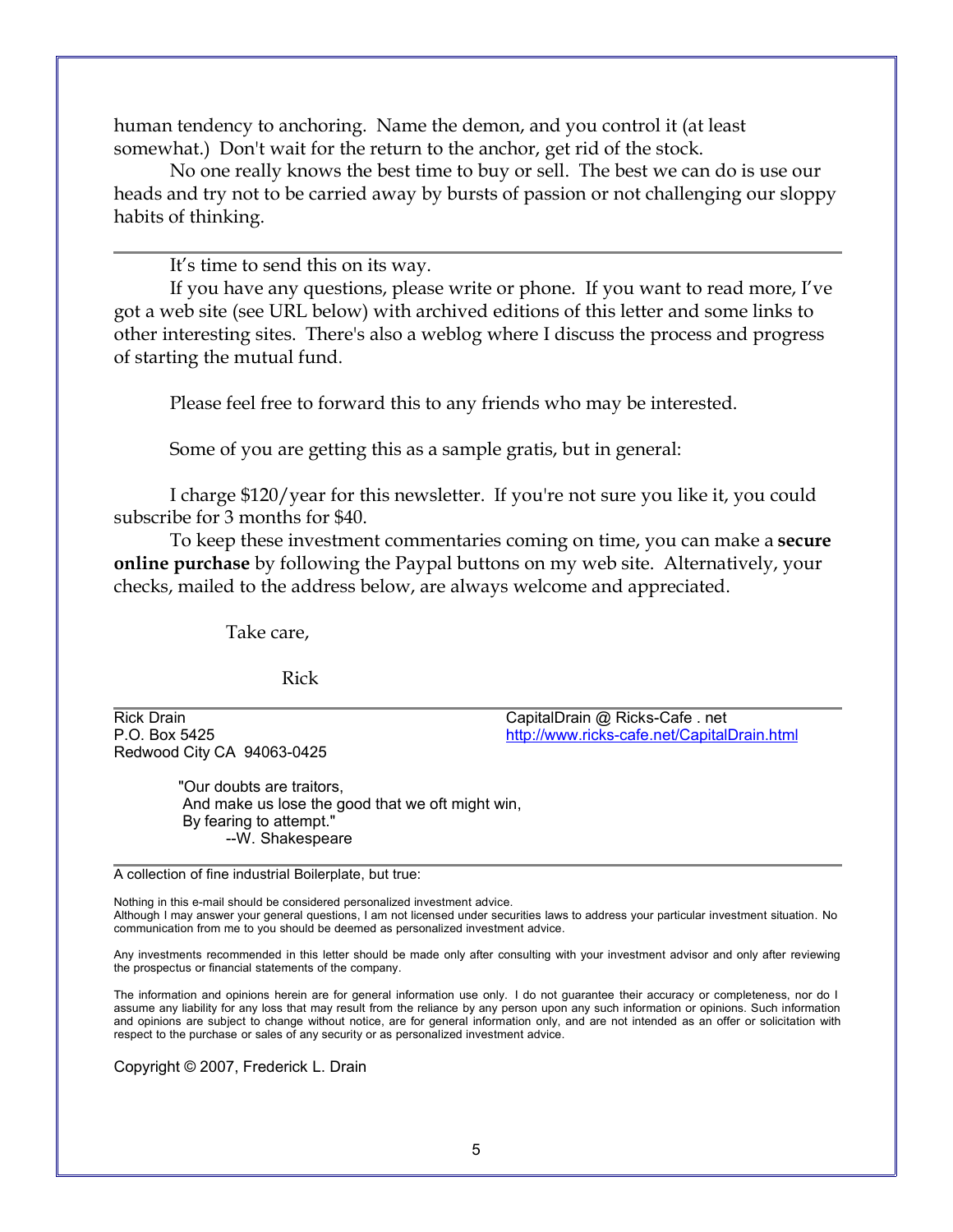human tendency to anchoring. Name the demon, and you control it (at least somewhat.) Don't wait for the return to the anchor, get rid of the stock.

No one really knows the best time to buy or sell. The best we can do is use our heads and try not to be carried away by bursts of passion or not challenging our sloppy habits of thinking.

---

It's time to send this on its way.

If you have any questions, please write or phone. If you want to read more, I've got a web site (see URL below) with archived editions of this letter and some links to other interesting sites. There's also a weblog where I discuss the process and progress of starting the mutual fund.

Please feel free to forward this to any friends who may be interested.

Some of you are getting this as a sample gratis, but in general:

I charge $120/year for this newsletter. If you're not sure you like it, you could subscribe for 3 months for $40.

To keep these investment commentaries coming on time, you can make a **secure online purchase** by following the Paypal buttons on my web site. Alternatively, your checks, mailed to the address below, are always welcome and appreciated.

Take care,

Rick

---

Rick Drain
P.O. Box 5425
Redwood City CA 94063-0425

CapitalDrain @ Ricks-Cafe . net
http://www.ricks-cafe.net/CapitalDrain.html

"Our doubts are traitors,
And make us lose the good that we oft might win,
By fearing to attempt."
--W. Shakespeare

---

A collection of fine industrial Boilerplate, but true:

Nothing in this e-mail should be considered personalized investment advice.
Although I may answer your general questions, I am not licensed under securities laws to address your particular investment situation. No communication from me to you should be deemed as personalized investment advice.

Any investments recommended in this letter should be made only after consulting with your investment advisor and only after reviewing the prospectus or financial statements of the company.

The information and opinions herein are for general information use only. I do not guarantee their accuracy or completeness, nor do I assume any liability for any loss that may result from the reliance by any person upon any such information or opinions. Such information and opinions are subject to change without notice, are for general information only, and are not intended as an offer or solicitation with respect to the purchase or sales of any security or as personalized investment advice.

Copyright © 2007, Frederick L. Drain